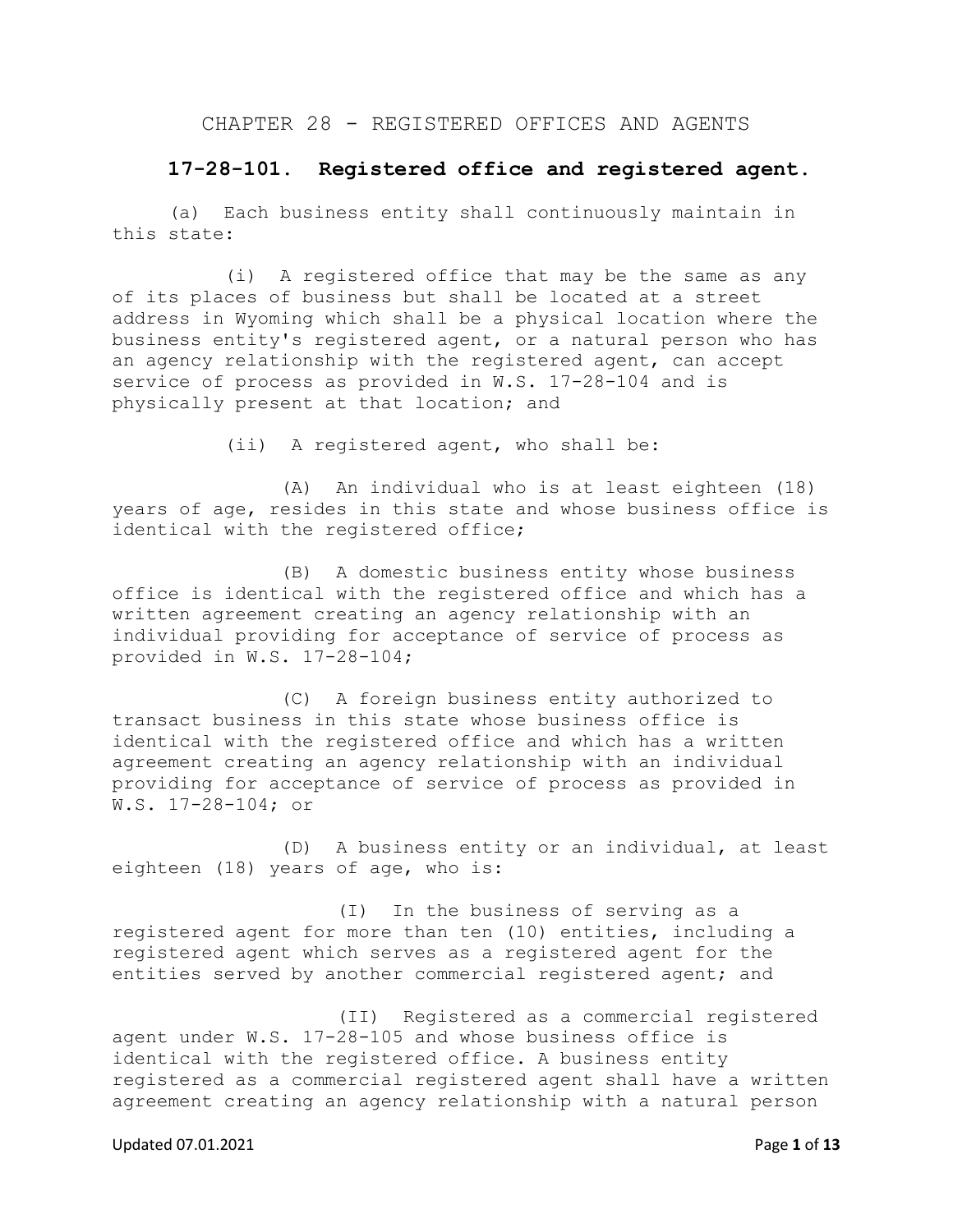# CHAPTER 28 - REGISTERED OFFICES AND AGENTS

## 17-28-101. Registered office and registered agent.

(a) Each business entity shall continuously maintain in this state:

(i) A registered office that may be the same as any of its places of business but shall be located at a street address in Wyoming which shall be a physical location where the business entity's registered agent, or a natural person who has an agency relationship with the registered agent, can accept service of process as provided in W.S. 17-28-104 and is physically present at that location; and

(ii) A registered agent, who shall be:

(A) An individual who is at least eighteen (18) years of age, resides in this state and whose business office is identical with the registered office;

(B) A domestic business entity whose business office is identical with the registered office and which has a written agreement creating an agency relationship with an individual providing for acceptance of service of process as provided in W.S. 17-28-104;

(C) A foreign business entity authorized to transact business in this state whose business office is identical with the registered office and which has a written agreement creating an agency relationship with an individual providing for acceptance of service of process as provided in W.S. 17-28-104; or

(D) A business entity or an individual, at least eighteen (18) years of age, who is:

(I) In the business of serving as a registered agent for more than ten (10) entities, including a registered agent which serves as a registered agent for the entities served by another commercial registered agent; and

(II) Registered as a commercial registered agent under W.S. 17-28-105 and whose business office is identical with the registered office. A business entity registered as a commercial registered agent shall have a written agreement creating an agency relationship with a natural person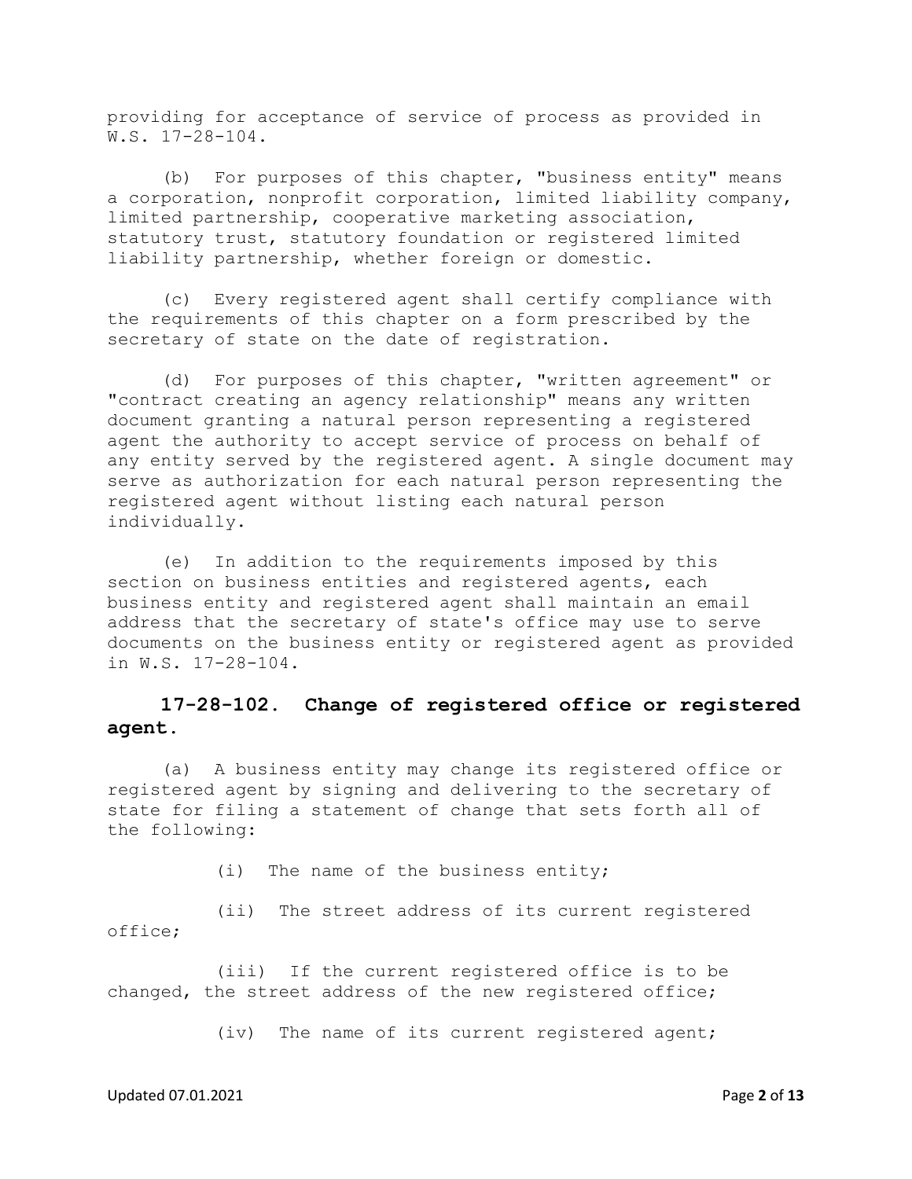providing for acceptance of service of process as provided in W.S. 17-28-104.

(b) For purposes of this chapter, "business entity" means a corporation, nonprofit corporation, limited liability company, limited partnership, cooperative marketing association, statutory trust, statutory foundation or registered limited liability partnership, whether foreign or domestic.

(c) Every registered agent shall certify compliance with the requirements of this chapter on a form prescribed by the secretary of state on the date of registration.

(d) For purposes of this chapter, "written agreement" or "contract creating an agency relationship" means any written document granting a natural person representing a registered agent the authority to accept service of process on behalf of any entity served by the registered agent. A single document may serve as authorization for each natural person representing the registered agent without listing each natural person individually.

(e) In addition to the requirements imposed by this section on business entities and registered agents, each business entity and registered agent shall maintain an email address that the secretary of state's office may use to serve documents on the business entity or registered agent as provided in W.S. 17-28-104.

### 17-28-102. Change of registered office or registered agent.

(a) A business entity may change its registered office or registered agent by signing and delivering to the secretary of state for filing a statement of change that sets forth all of the following:

(i) The name of the business entity;

(ii) The street address of its current registered office;

(iii) If the current registered office is to be changed, the street address of the new registered office;

(iv) The name of its current registered agent;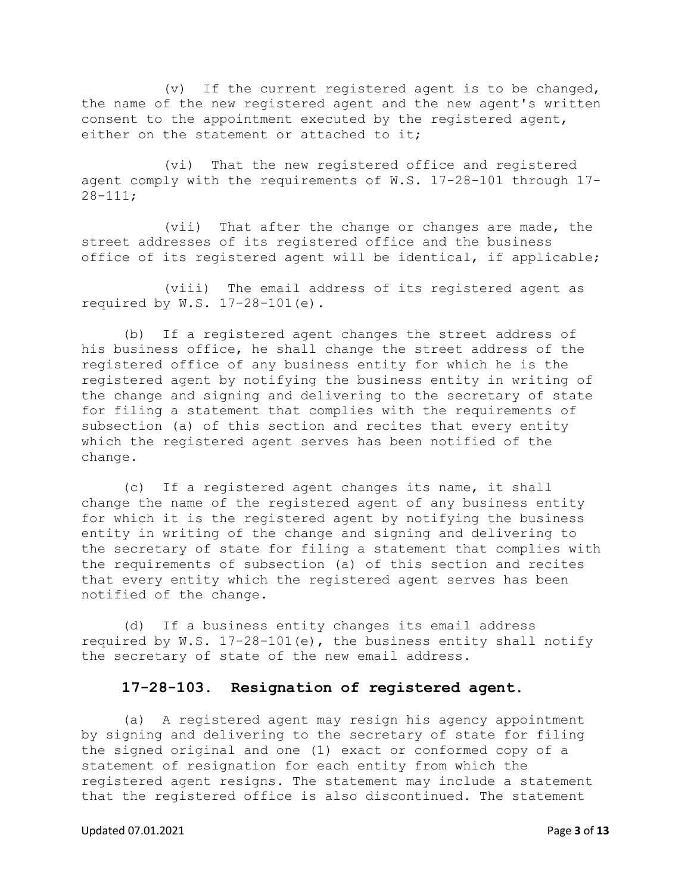(v) If the current registered agent is to be changed, the name of the new registered agent and the new agent's written consent to the appointment executed by the registered agent, either on the statement or attached to it;

(vi) That the new registered office and registered agent comply with the requirements of W.S. 17-28-101 through 17-28-111;

(vii) That after the change or changes are made, the street addresses of its registered office and the business office of its registered agent will be identical, if applicable;

(viii) The email address of its registered agent as required by W.S. 17-28-101(e).

(b) If a registered agent changes the street address of his business office, he shall change the street address of the registered office of any business entity for which he is the registered agent by notifying the business entity in writing of the change and signing and delivering to the secretary of state for filing a statement that complies with the requirements of subsection (a) of this section and recites that every entity which the registered agent serves has been notified of the change.

(c) If a registered agent changes its name, it shall change the name of the registered agent of any business entity for which it is the registered agent by notifying the business entity in writing of the change and signing and delivering to the secretary of state for filing a statement that complies with the requirements of subsection (a) of this section and recites that every entity which the registered agent serves has been notified of the change.

(d) If a business entity changes its email address required by W.S. 17-28-101(e), the business entity shall notify the secretary of state of the new email address.

### 17-28-103. Resignation of registered agent.

(a) A registered agent may resign his agency appointment by signing and delivering to the secretary of state for filing the signed original and one (1) exact or conformed copy of a statement of resignation for each entity from which the registered agent resigns. The statement may include a statement that the registered office is also discontinued. The statement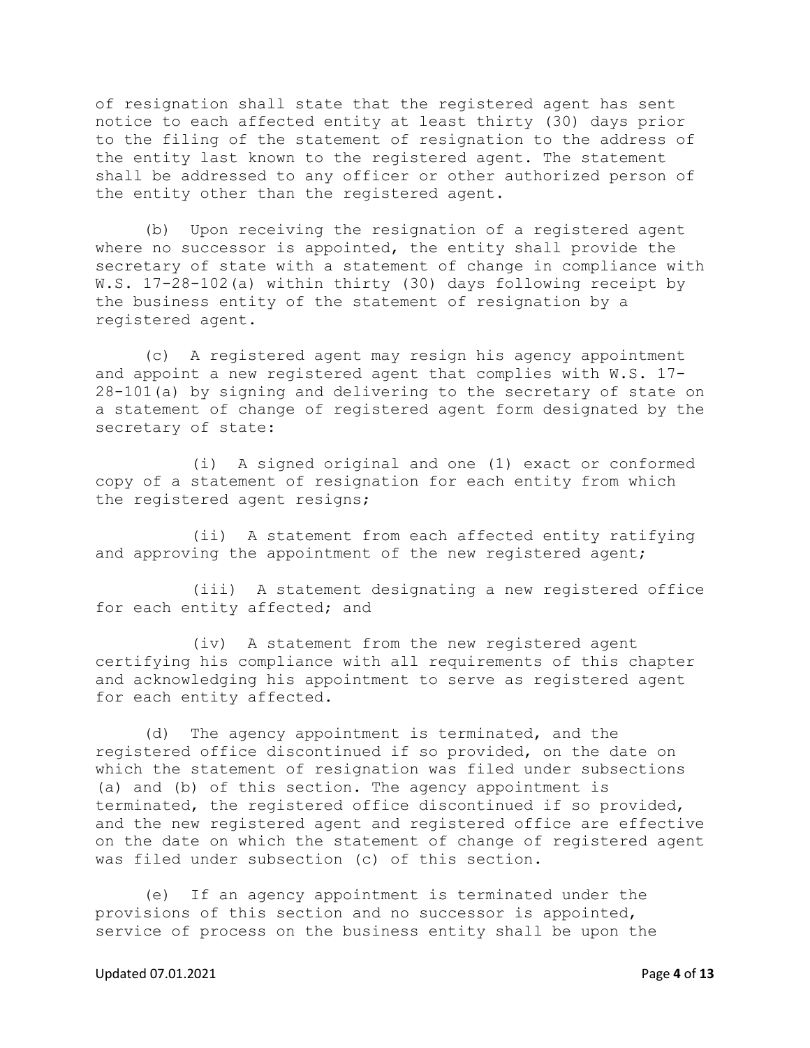of resignation shall state that the registered agent has sent notice to each affected entity at least thirty (30) days prior to the filing of the statement of resignation to the address of the entity last known to the registered agent. The statement shall be addressed to any officer or other authorized person of the entity other than the registered agent.

(b) Upon receiving the resignation of a registered agent where no successor is appointed, the entity shall provide the secretary of state with a statement of change in compliance with W.S. 17-28-102(a) within thirty (30) days following receipt by the business entity of the statement of resignation by a registered agent.

(c) A registered agent may resign his agency appointment and appoint a new registered agent that complies with W.S. 17-28-101(a) by signing and delivering to the secretary of state on a statement of change of registered agent form designated by the secretary of state:

(i) A signed original and one (1) exact or conformed copy of a statement of resignation for each entity from which the registered agent resigns;

(ii) A statement from each affected entity ratifying and approving the appointment of the new registered agent;

(iii) A statement designating a new registered office for each entity affected; and

(iv) A statement from the new registered agent certifying his compliance with all requirements of this chapter and acknowledging his appointment to serve as registered agent for each entity affected.

(d) The agency appointment is terminated, and the registered office discontinued if so provided, on the date on which the statement of resignation was filed under subsections (a) and (b) of this section. The agency appointment is terminated, the registered office discontinued if so provided, and the new registered agent and registered office are effective on the date on which the statement of change of registered agent was filed under subsection (c) of this section.

(e) If an agency appointment is terminated under the provisions of this section and no successor is appointed, service of process on the business entity shall be upon the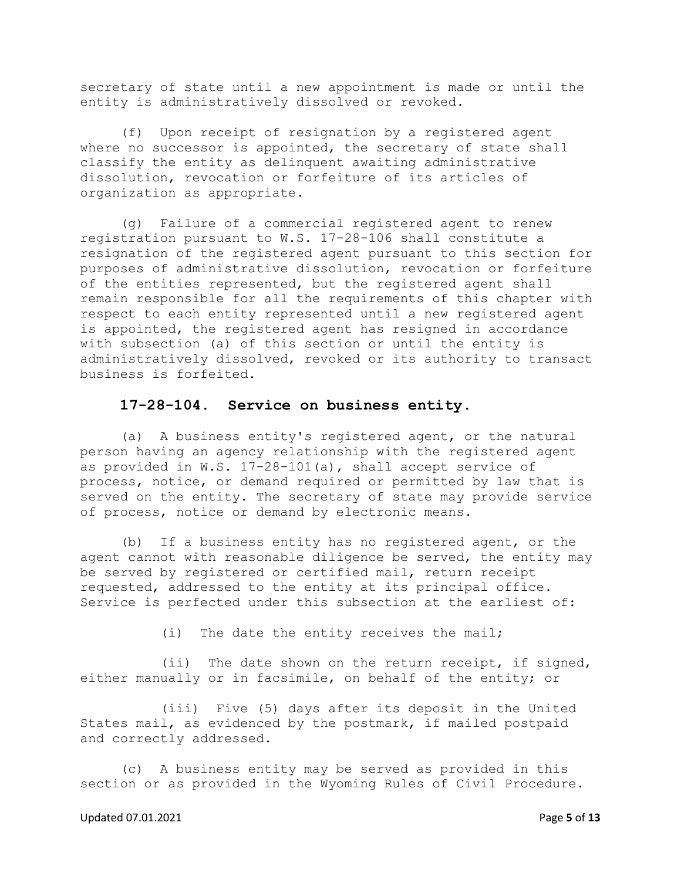secretary of state until a new appointment is made or until the entity is administratively dissolved or revoked.

(f) Upon receipt of resignation by a registered agent where no successor is appointed, the secretary of state shall classify the entity as delinquent awaiting administrative dissolution, revocation or forfeiture of its articles of organization as appropriate.

(g) Failure of a commercial registered agent to renew registration pursuant to W.S. 17-28-106 shall constitute a resignation of the registered agent pursuant to this section for purposes of administrative dissolution, revocation or forfeiture of the entities represented, but the registered agent shall remain responsible for all the requirements of this chapter with respect to each entity represented until a new registered agent is appointed, the registered agent has resigned in accordance with subsection (a) of this section or until the entity is administratively dissolved, revoked or its authority to transact business is forfeited.

## 17-28-104. Service on business entity.

(a) A business entity's registered agent, or the natural person having an agency relationship with the registered agent as provided in W.S. 17-28-101(a), shall accept service of process, notice, or demand required or permitted by law that is served on the entity. The secretary of state may provide service of process, notice or demand by electronic means.

(b) If a business entity has no registered agent, or the agent cannot with reasonable diligence be served, the entity may be served by registered or certified mail, return receipt requested, addressed to the entity at its principal office. Service is perfected under this subsection at the earliest of:

(i) The date the entity receives the mail;

(ii) The date shown on the return receipt, if signed, either manually or in facsimile, on behalf of the entity; or

(iii) Five (5) days after its deposit in the United States mail, as evidenced by the postmark, if mailed postpaid and correctly addressed.

(c) A business entity may be served as provided in this section or as provided in the Wyoming Rules of Civil Procedure.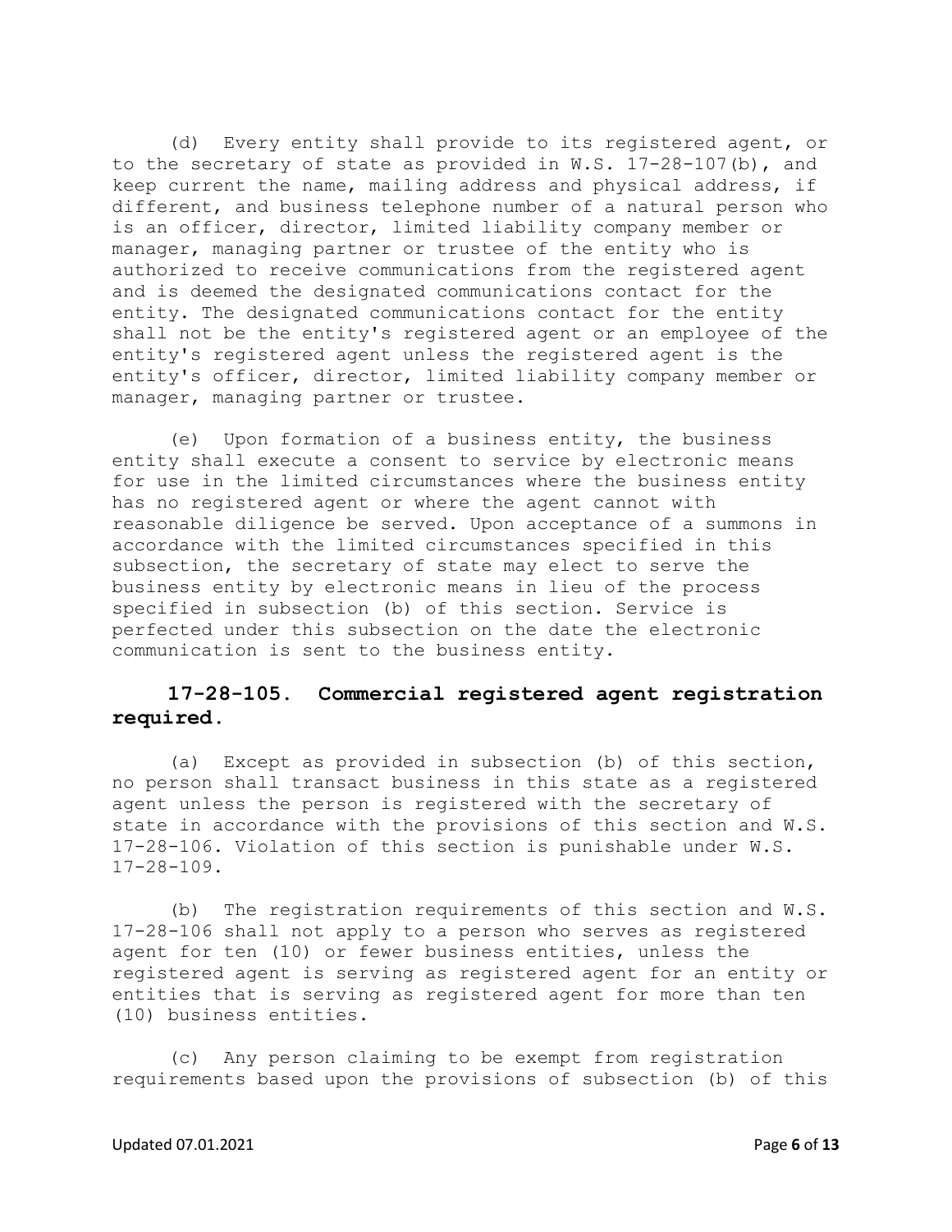(d) Every entity shall provide to its registered agent, or to the secretary of state as provided in W.S. 17-28-107(b), and keep current the name, mailing address and physical address, if different, and business telephone number of a natural person who is an officer, director, limited liability company member or manager, managing partner or trustee of the entity who is authorized to receive communications from the registered agent and is deemed the designated communications contact for the entity. The designated communications contact for the entity shall not be the entity's registered agent or an employee of the entity's registered agent unless the registered agent is the entity's officer, director, limited liability company member or manager, managing partner or trustee.

(e) Upon formation of a business entity, the business entity shall execute a consent to service by electronic means for use in the limited circumstances where the business entity has no registered agent or where the agent cannot with reasonable diligence be served. Upon acceptance of a summons in accordance with the limited circumstances specified in this subsection, the secretary of state may elect to serve the business entity by electronic means in lieu of the process specified in subsection (b) of this section. Service is perfected under this subsection on the date the electronic communication is sent to the business entity.

### 17-28-105. Commercial registered agent registration required.

(a) Except as provided in subsection (b) of this section, no person shall transact business in this state as a registered agent unless the person is registered with the secretary of state in accordance with the provisions of this section and W.S. 17-28-106. Violation of this section is punishable under W.S. 17-28-109.

(b) The registration requirements of this section and W.S. 17-28-106 shall not apply to a person who serves as registered agent for ten (10) or fewer business entities, unless the registered agent is serving as registered agent for an entity or entities that is serving as registered agent for more than ten (10) business entities.

(c) Any person claiming to be exempt from registration requirements based upon the provisions of subsection (b) of this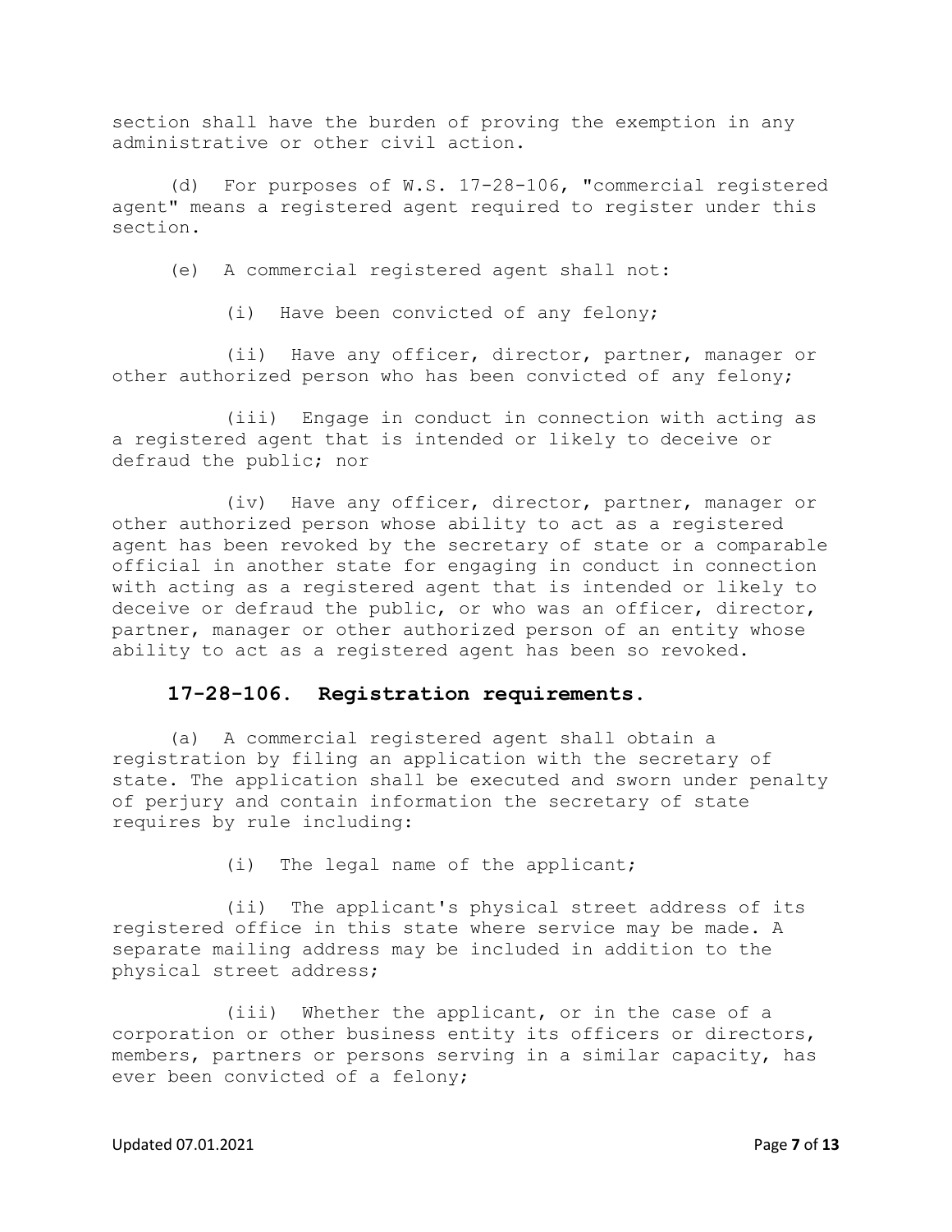section shall have the burden of proving the exemption in any administrative or other civil action.

(d) For purposes of W.S. 17-28-106, "commercial registered agent" means a registered agent required to register under this section.

(e) A commercial registered agent shall not:

(i) Have been convicted of any felony;

(ii) Have any officer, director, partner, manager or other authorized person who has been convicted of any felony;

(iii) Engage in conduct in connection with acting as a registered agent that is intended or likely to deceive or defraud the public; nor

(iv) Have any officer, director, partner, manager or other authorized person whose ability to act as a registered agent has been revoked by the secretary of state or a comparable official in another state for engaging in conduct in connection with acting as a registered agent that is intended or likely to deceive or defraud the public, or who was an officer, director, partner, manager or other authorized person of an entity whose ability to act as a registered agent has been so revoked.

### 17-28-106. Registration requirements.

(a) A commercial registered agent shall obtain a registration by filing an application with the secretary of state. The application shall be executed and sworn under penalty of perjury and contain information the secretary of state requires by rule including:

(i) The legal name of the applicant;

(ii) The applicant's physical street address of its registered office in this state where service may be made. A separate mailing address may be included in addition to the physical street address;

(iii) Whether the applicant, or in the case of a corporation or other business entity its officers or directors, members, partners or persons serving in a similar capacity, has ever been convicted of a felony;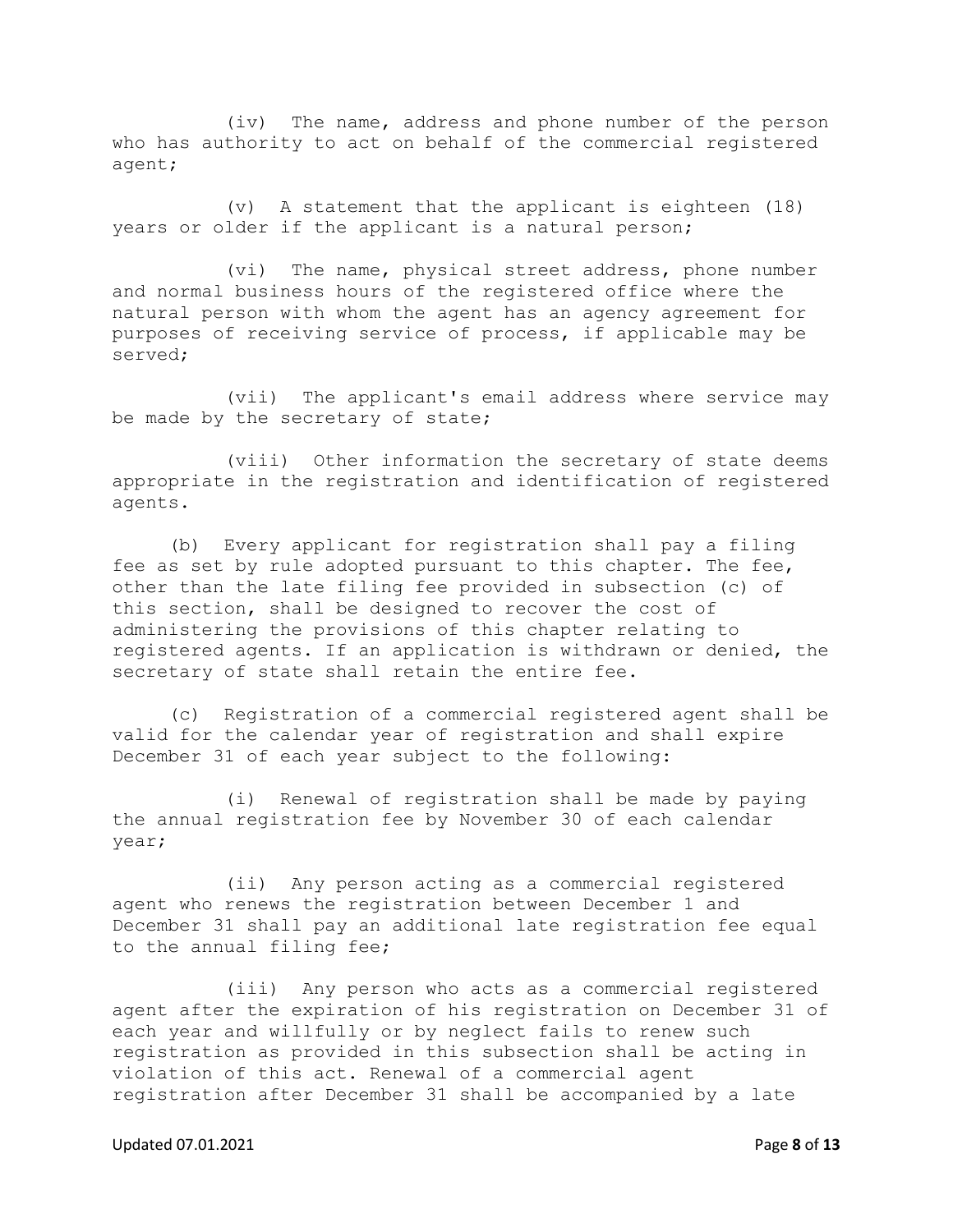(iv) The name, address and phone number of the person who has authority to act on behalf of the commercial registered agent;

(v) A statement that the applicant is eighteen (18) years or older if the applicant is a natural person;

(vi) The name, physical street address, phone number and normal business hours of the registered office where the natural person with whom the agent has an agency agreement for purposes of receiving service of process, if applicable may be served;

(vii) The applicant's email address where service may be made by the secretary of state;

(viii) Other information the secretary of state deems appropriate in the registration and identification of registered agents.

(b) Every applicant for registration shall pay a filing fee as set by rule adopted pursuant to this chapter. The fee, other than the late filing fee provided in subsection (c) of this section, shall be designed to recover the cost of administering the provisions of this chapter relating to registered agents. If an application is withdrawn or denied, the secretary of state shall retain the entire fee.

(c) Registration of a commercial registered agent shall be valid for the calendar year of registration and shall expire December 31 of each year subject to the following:

(i) Renewal of registration shall be made by paying the annual registration fee by November 30 of each calendar year;

(ii) Any person acting as a commercial registered agent who renews the registration between December 1 and December 31 shall pay an additional late registration fee equal to the annual filing fee;

(iii) Any person who acts as a commercial registered agent after the expiration of his registration on December 31 of each year and willfully or by neglect fails to renew such registration as provided in this subsection shall be acting in violation of this act. Renewal of a commercial agent registration after December 31 shall be accompanied by a late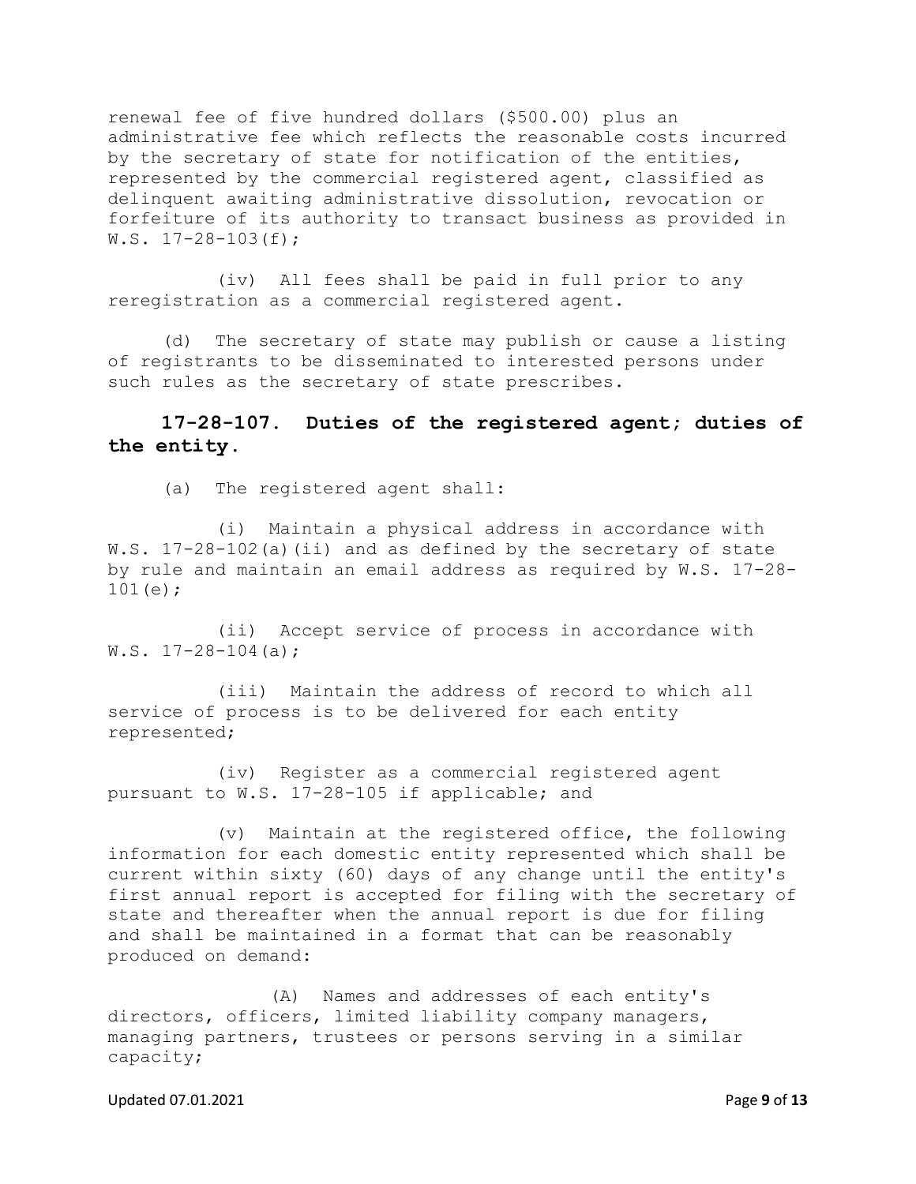renewal fee of five hundred dollars ($500.00) plus an administrative fee which reflects the reasonable costs incurred by the secretary of state for notification of the entities, represented by the commercial registered agent, classified as delinquent awaiting administrative dissolution, revocation or forfeiture of its authority to transact business as provided in W.S. 17-28-103(f);

(iv) All fees shall be paid in full prior to any reregistration as a commercial registered agent.

(d) The secretary of state may publish or cause a listing of registrants to be disseminated to interested persons under such rules as the secretary of state prescribes.

**17-28-107. Duties of the registered agent; duties of the entity.**

(a) The registered agent shall:

(i) Maintain a physical address in accordance with W.S. 17-28-102(a)(ii) and as defined by the secretary of state by rule and maintain an email address as required by W.S. 17-28-101(e);

(ii) Accept service of process in accordance with W.S. 17-28-104(a);

(iii) Maintain the address of record to which all service of process is to be delivered for each entity represented;

(iv) Register as a commercial registered agent pursuant to W.S. 17-28-105 if applicable; and

(v) Maintain at the registered office, the following information for each domestic entity represented which shall be current within sixty (60) days of any change until the entity's first annual report is accepted for filing with the secretary of state and thereafter when the annual report is due for filing and shall be maintained in a format that can be reasonably produced on demand:

(A) Names and addresses of each entity's directors, officers, limited liability company managers, managing partners, trustees or persons serving in a similar capacity;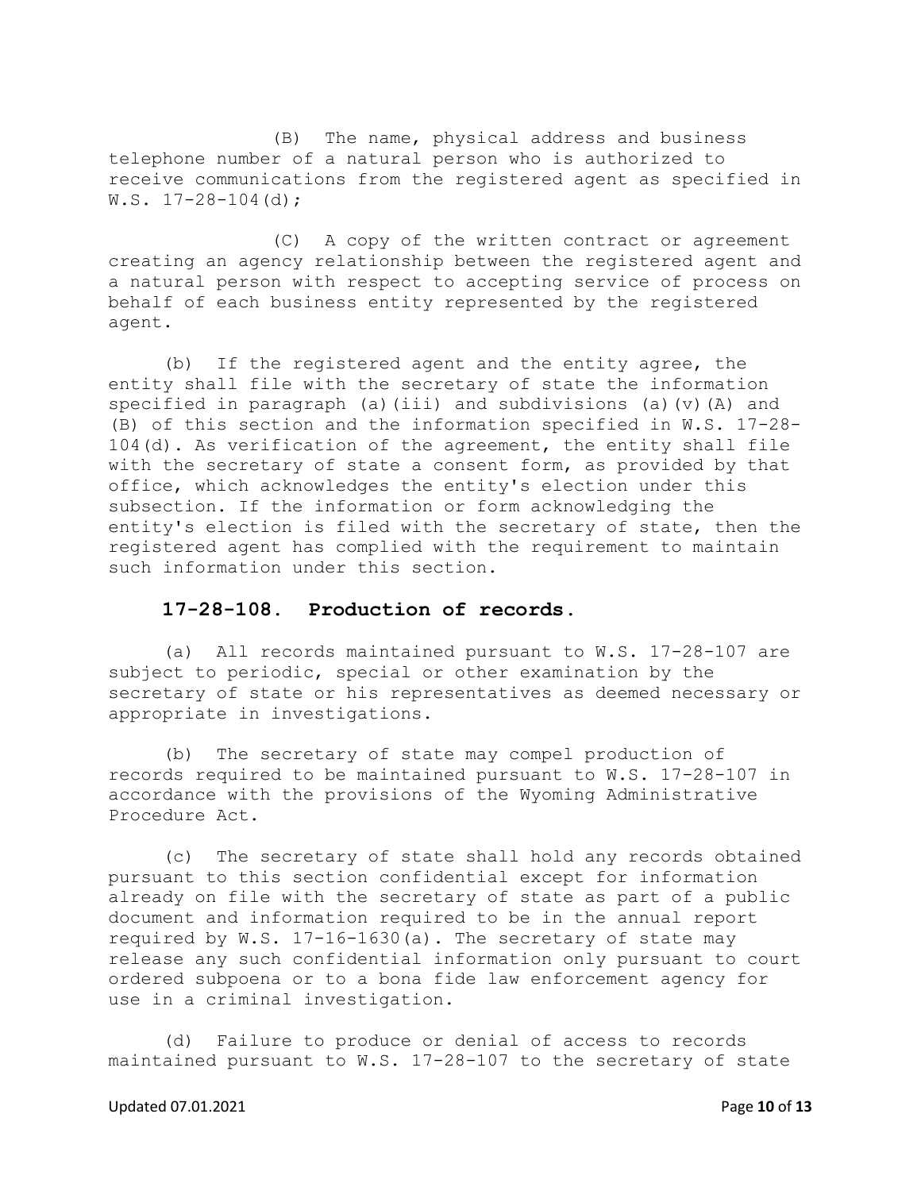(B) The name, physical address and business telephone number of a natural person who is authorized to receive communications from the registered agent as specified in W.S. 17-28-104(d);

(C) A copy of the written contract or agreement creating an agency relationship between the registered agent and a natural person with respect to accepting service of process on behalf of each business entity represented by the registered agent.

(b) If the registered agent and the entity agree, the entity shall file with the secretary of state the information specified in paragraph (a)(iii) and subdivisions (a)(v)(A) and (B) of this section and the information specified in W.S. 17-28-104(d). As verification of the agreement, the entity shall file with the secretary of state a consent form, as provided by that office, which acknowledges the entity's election under this subsection. If the information or form acknowledging the entity's election is filed with the secretary of state, then the registered agent has complied with the requirement to maintain such information under this section.

### 17-28-108. Production of records.

(a) All records maintained pursuant to W.S. 17-28-107 are subject to periodic, special or other examination by the secretary of state or his representatives as deemed necessary or appropriate in investigations.

(b) The secretary of state may compel production of records required to be maintained pursuant to W.S. 17-28-107 in accordance with the provisions of the Wyoming Administrative Procedure Act.

(c) The secretary of state shall hold any records obtained pursuant to this section confidential except for information already on file with the secretary of state as part of a public document and information required to be in the annual report required by W.S. 17-16-1630(a). The secretary of state may release any such confidential information only pursuant to court ordered subpoena or to a bona fide law enforcement agency for use in a criminal investigation.

(d) Failure to produce or denial of access to records maintained pursuant to W.S. 17-28-107 to the secretary of state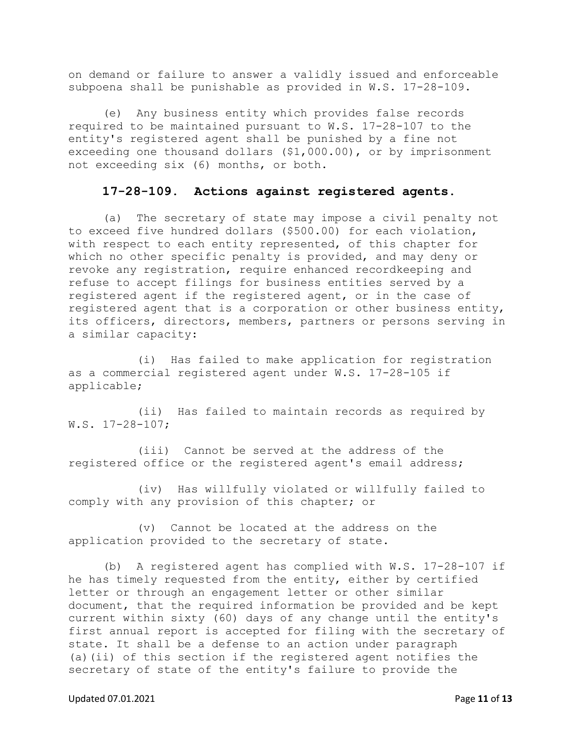on demand or failure to answer a validly issued and enforceable subpoena shall be punishable as provided in W.S. 17-28-109.

(e) Any business entity which provides false records required to be maintained pursuant to W.S. 17-28-107 to the entity's registered agent shall be punished by a fine not exceeding one thousand dollars ($1,000.00), or by imprisonment not exceeding six (6) months, or both.

### 17-28-109. Actions against registered agents.

(a) The secretary of state may impose a civil penalty not to exceed five hundred dollars ($500.00) for each violation, with respect to each entity represented, of this chapter for which no other specific penalty is provided, and may deny or revoke any registration, require enhanced recordkeeping and refuse to accept filings for business entities served by a registered agent if the registered agent, or in the case of registered agent that is a corporation or other business entity, its officers, directors, members, partners or persons serving in a similar capacity:

(i) Has failed to make application for registration as a commercial registered agent under W.S. 17-28-105 if applicable;

(ii) Has failed to maintain records as required by W.S. 17-28-107;

(iii) Cannot be served at the address of the registered office or the registered agent's email address;

(iv) Has willfully violated or willfully failed to comply with any provision of this chapter; or

(v) Cannot be located at the address on the application provided to the secretary of state.

(b) A registered agent has complied with W.S. 17-28-107 if he has timely requested from the entity, either by certified letter or through an engagement letter or other similar document, that the required information be provided and be kept current within sixty (60) days of any change until the entity's first annual report is accepted for filing with the secretary of state. It shall be a defense to an action under paragraph (a)(ii) of this section if the registered agent notifies the secretary of state of the entity's failure to provide the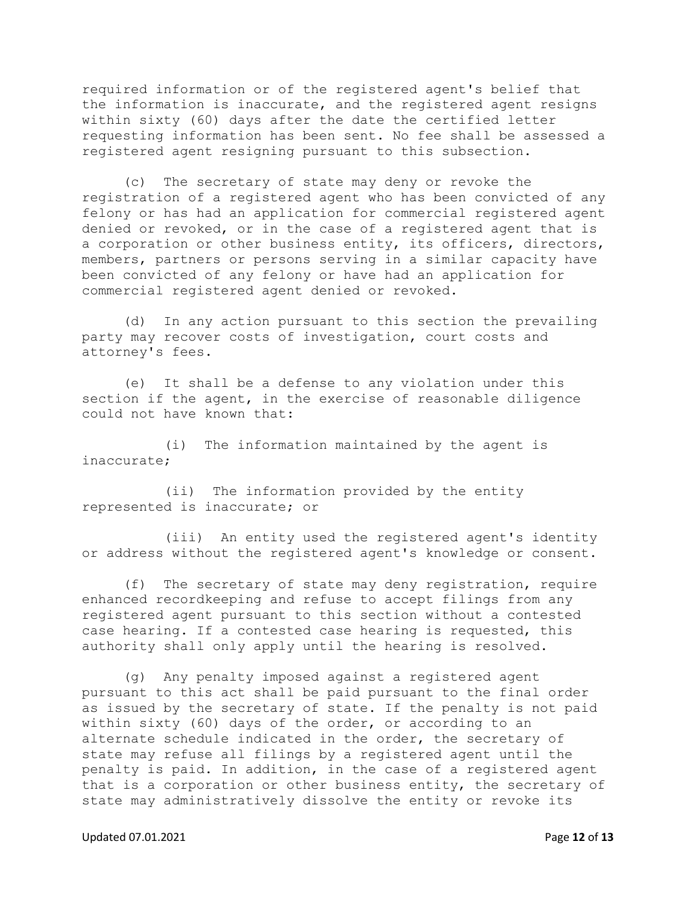required information or of the registered agent's belief that the information is inaccurate, and the registered agent resigns within sixty (60) days after the date the certified letter requesting information has been sent. No fee shall be assessed a registered agent resigning pursuant to this subsection.

(c) The secretary of state may deny or revoke the registration of a registered agent who has been convicted of any felony or has had an application for commercial registered agent denied or revoked, or in the case of a registered agent that is a corporation or other business entity, its officers, directors, members, partners or persons serving in a similar capacity have been convicted of any felony or have had an application for commercial registered agent denied or revoked.

(d) In any action pursuant to this section the prevailing party may recover costs of investigation, court costs and attorney's fees.

(e) It shall be a defense to any violation under this section if the agent, in the exercise of reasonable diligence could not have known that:

(i) The information maintained by the agent is inaccurate;

(ii) The information provided by the entity represented is inaccurate; or

(iii) An entity used the registered agent's identity or address without the registered agent's knowledge or consent.

(f) The secretary of state may deny registration, require enhanced recordkeeping and refuse to accept filings from any registered agent pursuant to this section without a contested case hearing. If a contested case hearing is requested, this authority shall only apply until the hearing is resolved.

(g) Any penalty imposed against a registered agent pursuant to this act shall be paid pursuant to the final order as issued by the secretary of state. If the penalty is not paid within sixty (60) days of the order, or according to an alternate schedule indicated in the order, the secretary of state may refuse all filings by a registered agent until the penalty is paid. In addition, in the case of a registered agent that is a corporation or other business entity, the secretary of state may administratively dissolve the entity or revoke its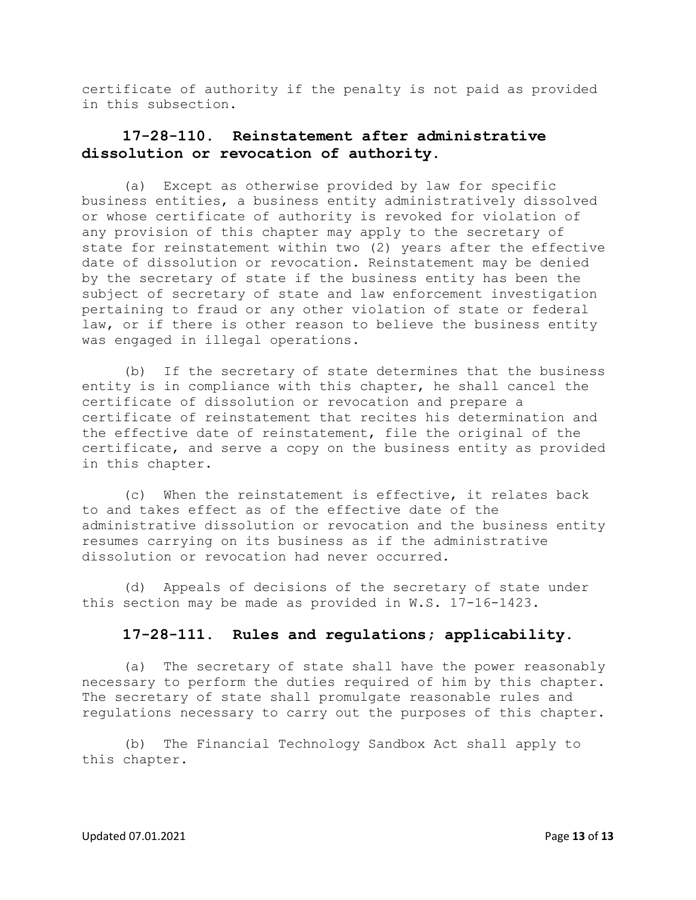certificate of authority if the penalty is not paid as provided in this subsection.

**17-28-110. Reinstatement after administrative dissolution or revocation of authority.**

(a) Except as otherwise provided by law for specific business entities, a business entity administratively dissolved or whose certificate of authority is revoked for violation of any provision of this chapter may apply to the secretary of state for reinstatement within two (2) years after the effective date of dissolution or revocation. Reinstatement may be denied by the secretary of state if the business entity has been the subject of secretary of state and law enforcement investigation pertaining to fraud or any other violation of state or federal law, or if there is other reason to believe the business entity was engaged in illegal operations.

(b) If the secretary of state determines that the business entity is in compliance with this chapter, he shall cancel the certificate of dissolution or revocation and prepare a certificate of reinstatement that recites his determination and the effective date of reinstatement, file the original of the certificate, and serve a copy on the business entity as provided in this chapter.

(c) When the reinstatement is effective, it relates back to and takes effect as of the effective date of the administrative dissolution or revocation and the business entity resumes carrying on its business as if the administrative dissolution or revocation had never occurred.

(d) Appeals of decisions of the secretary of state under this section may be made as provided in W.S. 17-16-1423.

**17-28-111. Rules and regulations; applicability.**

(a) The secretary of state shall have the power reasonably necessary to perform the duties required of him by this chapter. The secretary of state shall promulgate reasonable rules and regulations necessary to carry out the purposes of this chapter.

(b) The Financial Technology Sandbox Act shall apply to this chapter.